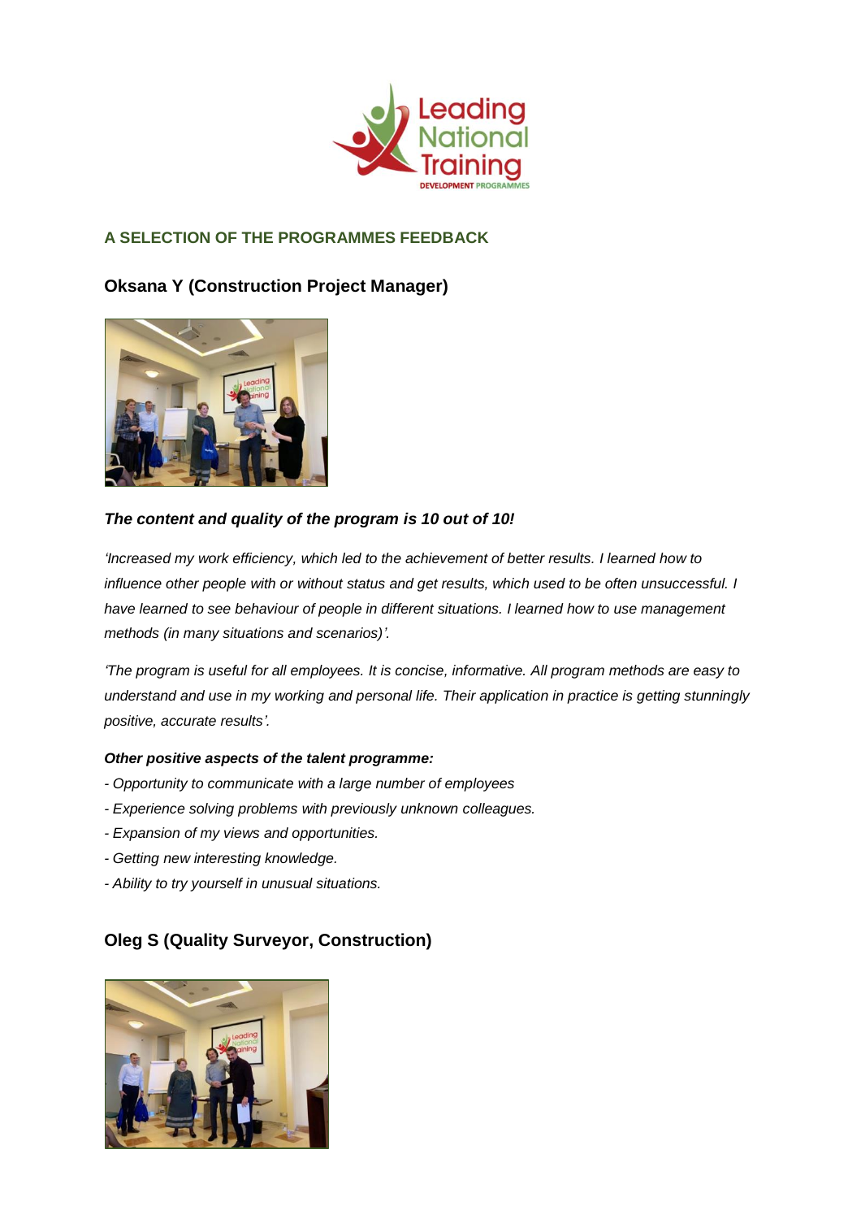## A SELECTION OF THE PROGRAMMES FEEDBACK

### Oksana Y (Construction Project Manager)

***The content and quality of the program is 10 out of 10!***

*'Increased my work efficiency, which led to the achievement of better results. I learned how to influence other people with or without status and get results, which used to be often unsuccessful. I have learned to see behaviour of people in different situations. I learned how to use management methods (in many situations and scenarios)'.*

*'The program is useful for all employees. It is concise, informative. All program methods are easy to understand and use in my working and personal life. Their application in practice is getting stunningly positive, accurate results'.*

***Other positive aspects of the talent programme:***

- *Opportunity to communicate with a large number of employees*
- *Experience solving problems with previously unknown colleagues.*
- *Expansion of my views and opportunities.*
- *Getting new interesting knowledge.*
- *Ability to try yourself in unusual situations.*

### Oleg S (Quality Surveyor, Construction)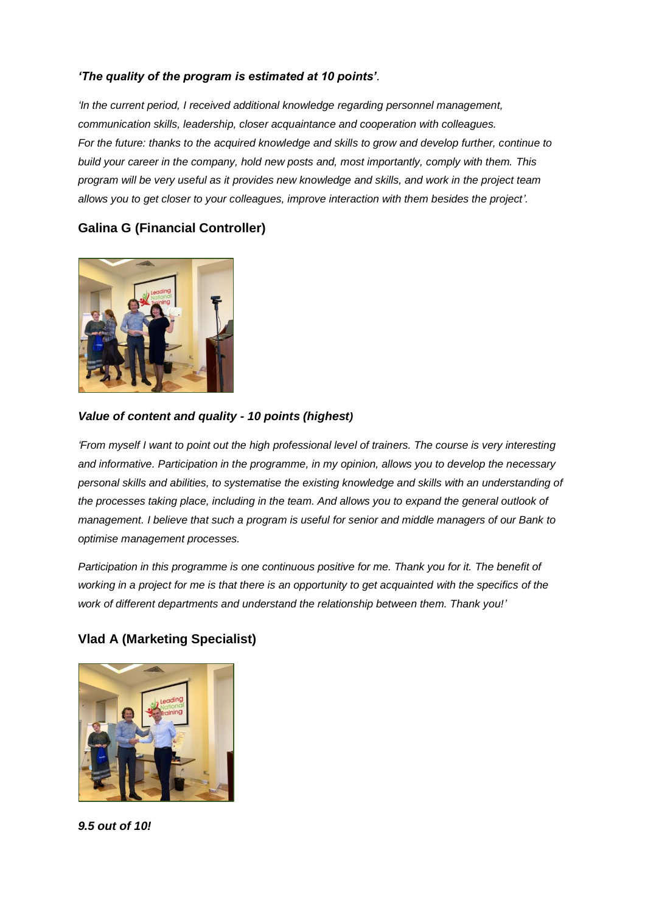***'The quality of the program is estimated at 10 points'***.

*'In the current period, I received additional knowledge regarding personnel management, communication skills, leadership, closer acquaintance and cooperation with colleagues. For the future: thanks to the acquired knowledge and skills to grow and develop further, continue to build your career in the company, hold new posts and, most importantly, comply with them. This program will be very useful as it provides new knowledge and skills, and work in the project team allows you to get closer to your colleagues, improve interaction with them besides the project'.*

## Galina G (Financial Controller)

***Value of content and quality - 10 points (highest)***

*'From myself I want to point out the high professional level of trainers. The course is very interesting and informative. Participation in the programme, in my opinion, allows you to develop the necessary personal skills and abilities, to systematise the existing knowledge and skills with an understanding of the processes taking place, including in the team. And allows you to expand the general outlook of management. I believe that such a program is useful for senior and middle managers of our Bank to optimise management processes.*

*Participation in this programme is one continuous positive for me. Thank you for it. The benefit of working in a project for me is that there is an opportunity to get acquainted with the specifics of the work of different departments and understand the relationship between them. Thank you!'*

## Vlad A (Marketing Specialist)

***9.5 out of 10!***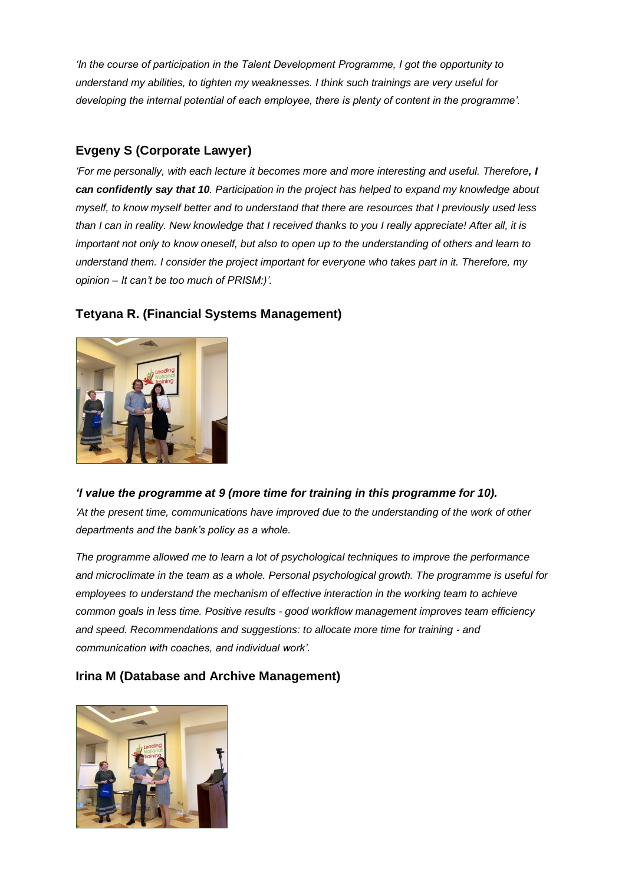*'In the course of participation in the Talent Development Programme, I got the opportunity to understand my abilities, to tighten my weaknesses. I think such trainings are very useful for developing the internal potential of each employee, there is plenty of content in the programme'.*

### Evgeny S (Corporate Lawyer)

*'For me personally, with each lecture it becomes more and more interesting and useful. Therefore**, I can confidently say that 10**. Participation in the project has helped to expand my knowledge about myself, to know myself better and to understand that there are resources that I previously used less than I can in reality. New knowledge that I received thanks to you I really appreciate! After all, it is important not only to know oneself, but also to open up to the understanding of others and learn to understand them. I consider the project important for everyone who takes part in it. Therefore, my opinion – It can't be too much of PRISM:)'.*

### Tetyana R. (Financial Systems Management)

***'I value the programme at 9 (more time for training in this programme for 10).***

*'At the present time, communications have improved due to the understanding of the work of other departments and the bank's policy as a whole.*

*The programme allowed me to learn a lot of psychological techniques to improve the performance and microclimate in the team as a whole. Personal psychological growth. The programme is useful for employees to understand the mechanism of effective interaction in the working team to achieve common goals in less time. Positive results - good workflow management improves team efficiency and speed. Recommendations and suggestions: to allocate more time for training - and communication with coaches, and individual work'.*

### Irina M (Database and Archive Management)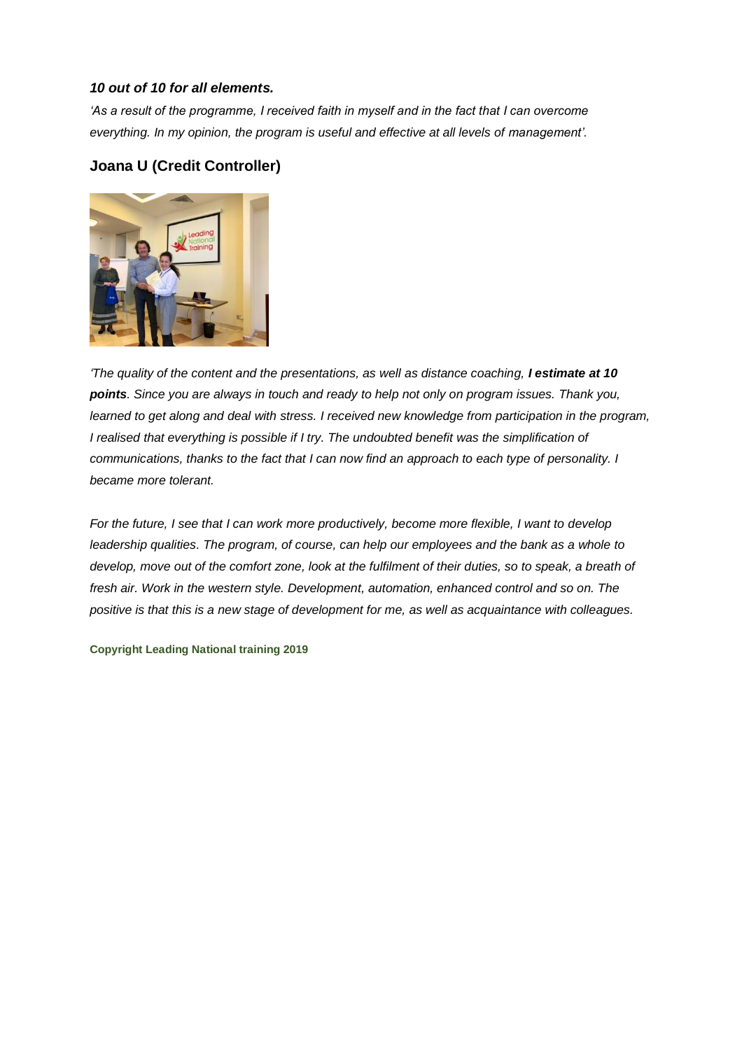***10 out of 10 for all elements.***

*'As a result of the programme, I received faith in myself and in the fact that I can overcome everything. In my opinion, the program is useful and effective at all levels of management'.*

### Joana U (Credit Controller)

*'The quality of the content and the presentations, as well as distance coaching, **I estimate at 10 points**. Since you are always in touch and ready to help not only on program issues. Thank you, learned to get along and deal with stress. I received new knowledge from participation in the program, I realised that everything is possible if I try. The undoubted benefit was the simplification of communications, thanks to the fact that I can now find an approach to each type of personality. I became more tolerant.*

*For the future, I see that I can work more productively, become more flexible, I want to develop leadership qualities. The program, of course, can help our employees and the bank as a whole to develop, move out of the comfort zone, look at the fulfilment of their duties, so to speak, a breath of fresh air. Work in the western style. Development, automation, enhanced control and so on. The positive is that this is a new stage of development for me, as well as acquaintance with colleagues.*

**Copyright Leading National training 2019**